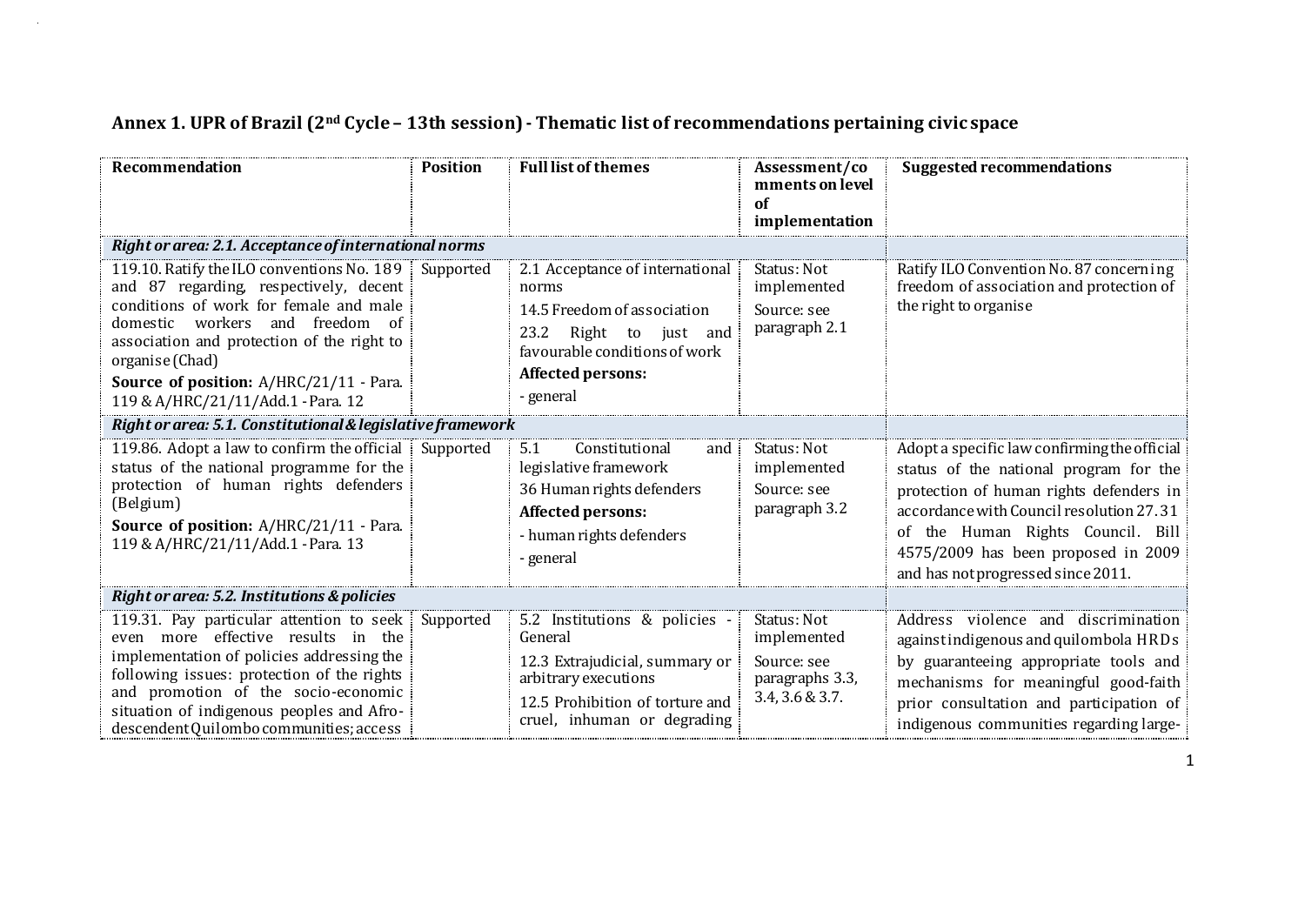## Annex 1. UPR of Brazil (2nd Cycle – 13th session) - Thematic list of recommendations pertaining civic space

| Recommendation | Position | Full list of themes | Assessment/comments on level of implementation | Suggested recommendations |
|---|---|---|---|---|
| ***Right or area: 2.1. Acceptance of international norms*** | | | | |
| 119.10. Ratify the ILO conventions No. 189 and 87 regarding, respectively, decent conditions of work for female and male domestic workers and freedom of association and protection of the right to organise (Chad)<br>**Source of position:** A/HRC/21/11 - Para. 119 & A/HRC/21/11/Add.1 - Para. 12 | Supported | 2.1 Acceptance of international norms<br>14.5 Freedom of association<br>23.2 Right to just and favourable conditions of work<br>**Affected persons:**<br>- general | Status: Not implemented<br>Source: see paragraph 2.1 | Ratify ILO Convention No. 87 concerning freedom of association and protection of the right to organise |
| ***Right or area: 5.1. Constitutional & legislative framework*** | | | | |
| 119.86. Adopt a law to confirm the official status of the national programme for the protection of human rights defenders (Belgium)<br>**Source of position:** A/HRC/21/11 - Para. 119 & A/HRC/21/11/Add.1 - Para. 13 | Supported | 5.1 Constitutional and legislative framework<br>36 Human rights defenders<br>**Affected persons:**<br>- human rights defenders<br>- general | Status: Not implemented<br>Source: see paragraph 3.2 | Adopt a specific law confirming the official status of the national program for the protection of human rights defenders in accordance with Council resolution 27.31 of the Human Rights Council. Bill 4575/2009 has been proposed in 2009 and has not progressed since 2011. |
| ***Right or area: 5.2. Institutions & policies*** | | | | |
| 119.31. Pay particular attention to seek even more effective results in the implementation of policies addressing the following issues: protection of the rights and promotion of the socio-economic situation of indigenous peoples and Afro-descendent Quilombo communities; access | Supported | 5.2 Institutions & policies - General<br>12.3 Extrajudicial, summary or arbitrary executions<br>12.5 Prohibition of torture and cruel, inhuman or degrading | Status: Not implemented<br>Source: see paragraphs 3.3, 3.4, 3.6 & 3.7. | Address violence and discrimination against indigenous and quilombola HRDs by guaranteeing appropriate tools and mechanisms for meaningful good-faith prior consultation and participation of indigenous communities regarding large- |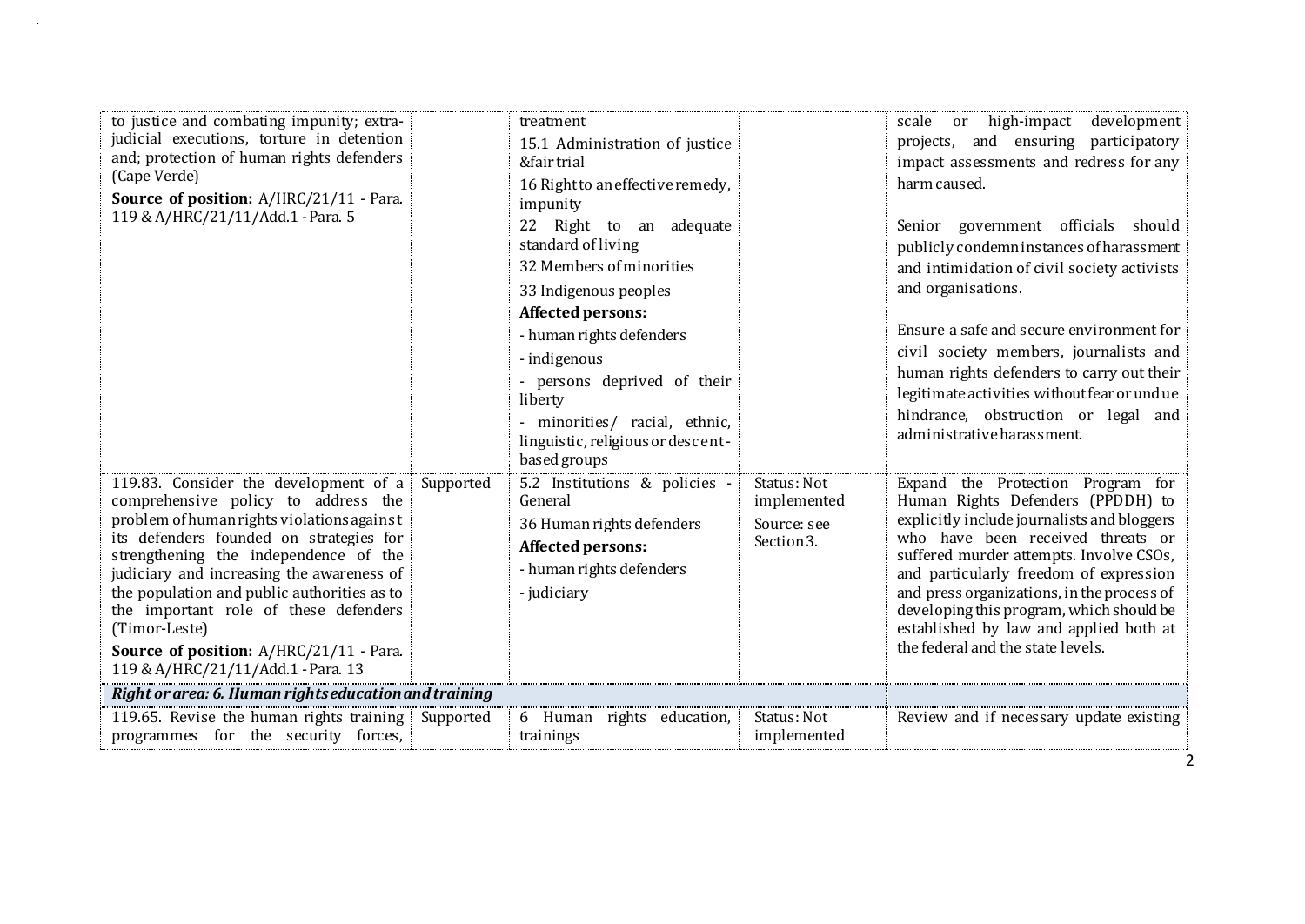| | | | | |
|---|---|---|---|---|
| to justice and combating impunity; extra-judicial executions, torture in detention and; protection of human rights defenders (Cape Verde)<br>**Source of position:** A/HRC/21/11 - Para. 119 & A/HRC/21/11/Add.1 - Para. 5 | | treatment<br>15.1 Administration of justice &fair trial<br>16 Right to an effective remedy, impunity<br>22 Right to an adequate standard of living<br>32 Members of minorities<br>33 Indigenous peoples<br>**Affected persons:**<br>- human rights defenders<br>- indigenous<br>- persons deprived of their liberty<br>- minorities/ racial, ethnic, linguistic, religious or descent-based groups | | scale or high-impact development projects, and ensuring participatory impact assessments and redress for any harm caused.<br><br>Senior government officials should publicly condemn instances of harassment and intimidation of civil society activists and organisations.<br><br>Ensure a safe and secure environment for civil society members, journalists and human rights defenders to carry out their legitimate activities without fear or undue hindrance, obstruction or legal and administrative harassment. |
| 119.83. Consider the development of a comprehensive policy to address the problem of human rights violations against its defenders founded on strategies for strengthening the independence of the judiciary and increasing the awareness of the population and public authorities as to the important role of these defenders (Timor-Leste)<br>**Source of position:** A/HRC/21/11 - Para. 119 & A/HRC/21/11/Add.1 - Para. 13 | Supported | 5.2 Institutions & policies - General<br>36 Human rights defenders<br>**Affected persons:**<br>- human rights defenders<br>- judiciary | Status: Not implemented<br>Source: see Section 3. | Expand the Protection Program for Human Rights Defenders (PPDDH) to explicitly include journalists and bloggers who have been received threats or suffered murder attempts. Involve CSOs, and particularly freedom of expression and press organizations, in the process of developing this program, which should be established by law and applied both at the federal and the state levels. |
| ***Right or area: 6. Human rights education and training*** | | | | |
| 119.65. Revise the human rights training programmes for the security forces, | Supported | 6 Human rights education, trainings | Status: Not implemented | Review and if necessary update existing |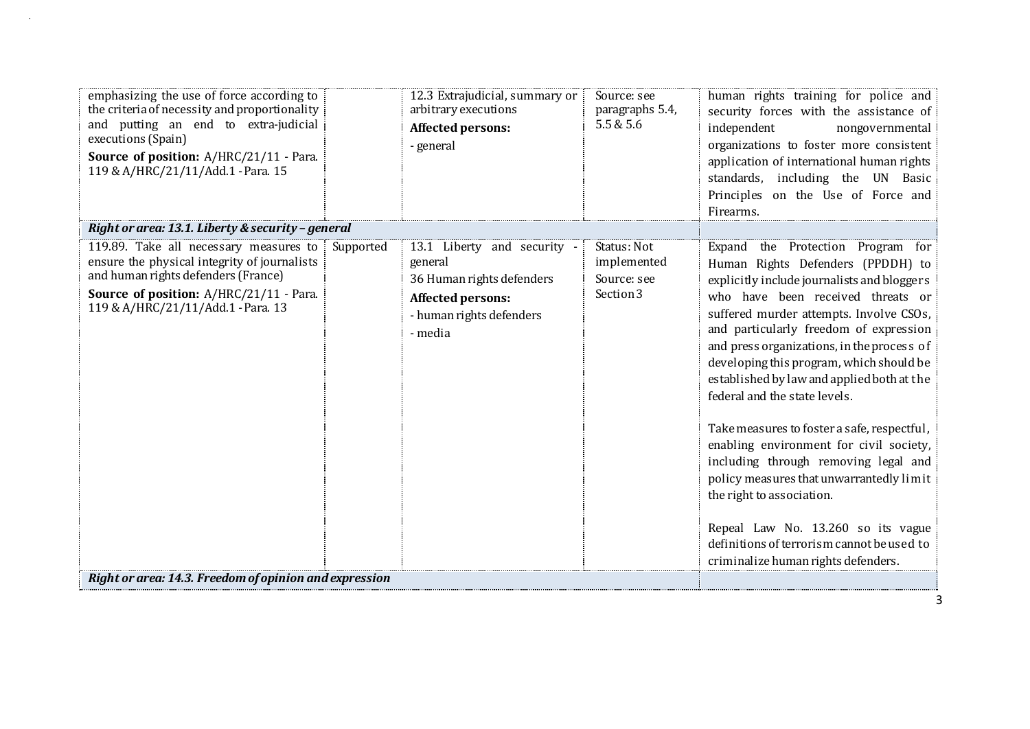| | | | | |
|---|---|---|---|---|
| emphasizing the use of force according to the criteria of necessity and proportionality and putting an end to extra-judicial executions (Spain)<br>**Source of position:** A/HRC/21/11 - Para. 119 & A/HRC/21/11/Add.1 - Para. 15 | | 12.3 Extrajudicial, summary or arbitrary executions<br>**Affected persons:**<br>- general | Source: see paragraphs 5.4, 5.5 & 5.6 | human rights training for police and security forces with the assistance of independent nongovernmental organizations to foster more consistent application of international human rights standards, including the UN Basic Principles on the Use of Force and Firearms. |
| ***Right or area: 13.1. Liberty & security – general*** | | | | |
| 119.89. Take all necessary measures to ensure the physical integrity of journalists and human rights defenders (France)<br>**Source of position:** A/HRC/21/11 - Para. 119 & A/HRC/21/11/Add.1 - Para. 13 | Supported | 13.1 Liberty and security - general<br>36 Human rights defenders<br>**Affected persons:**<br>- human rights defenders<br>- media | Status: Not implemented<br>Source: see Section 3 | Expand the Protection Program for Human Rights Defenders (PPDDH) to explicitly include journalists and bloggers who have been received threats or suffered murder attempts. Involve CSOs, and particularly freedom of expression and press organizations, in the process of developing this program, which should be established by law and applied both at the federal and the state levels.<br><br>Take measures to foster a safe, respectful, enabling environment for civil society, including through removing legal and policy measures that unwarrantedly limit the right to association.<br><br>Repeal Law No. 13.260 so its vague definitions of terrorism cannot be used to criminalize human rights defenders. |
| ***Right or area: 14.3. Freedom of opinion and expression*** | | | | |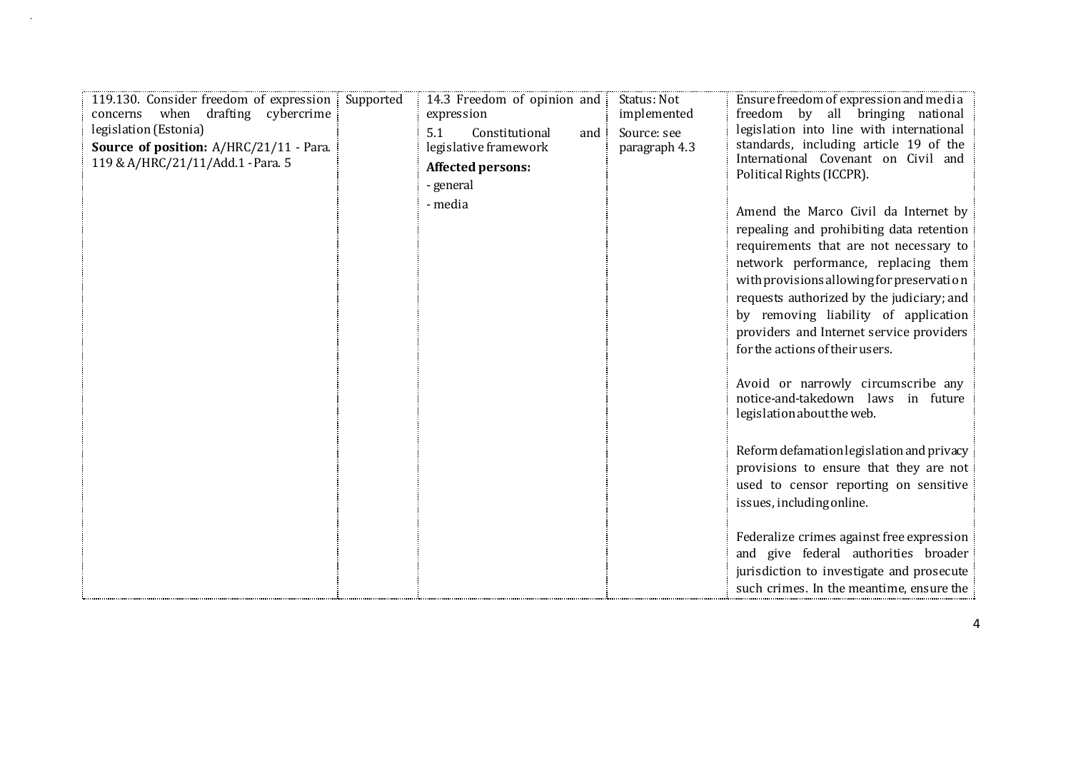| | | | | |
|---|---|---|---|---|
| 119.130. Consider freedom of expression concerns when drafting cybercrime legislation (Estonia)<br>**Source of position:** A/HRC/21/11 - Para. 119 & A/HRC/21/11/Add.1 - Para. 5 | Supported | 14.3 Freedom of opinion and expression<br>5.1 Constitutional and legislative framework<br>**Affected persons:**<br>- general<br>- media | Status: Not implemented<br>Source: see paragraph 4.3 | Ensure freedom of expression and media freedom by all bringing national legislation into line with international standards, including article 19 of the International Covenant on Civil and Political Rights (ICCPR).<br><br>Amend the Marco Civil da Internet by repealing and prohibiting data retention requirements that are not necessary to network performance, replacing them with provisions allowing for preservation requests authorized by the judiciary; and by removing liability of application providers and Internet service providers for the actions of their users.<br><br>Avoid or narrowly circumscribe any notice-and-takedown laws in future legislation about the web.<br><br>Reform defamation legislation and privacy provisions to ensure that they are not used to censor reporting on sensitive issues, including online.<br><br>Federalize crimes against free expression and give federal authorities broader jurisdiction to investigate and prosecute such crimes. In the meantime, ensure the |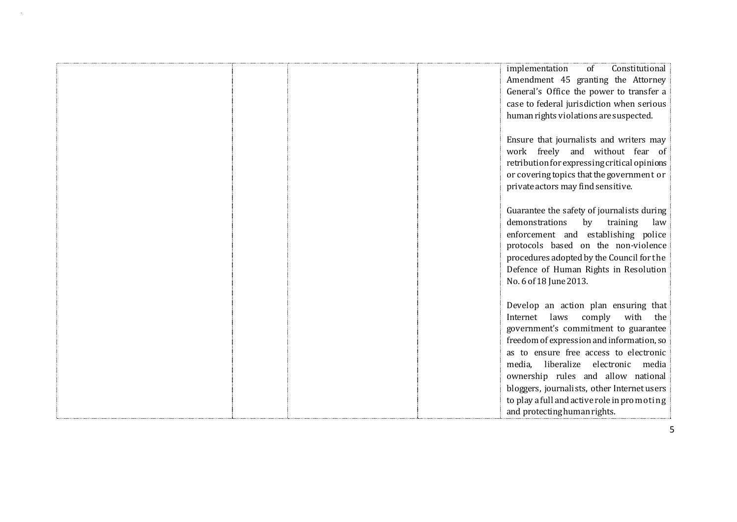| | | | | |
|---|---|---|---|---|
| | | | | implementation of Constitutional Amendment 45 granting the Attorney General's Office the power to transfer a case to federal jurisdiction when serious human rights violations are suspected.<br><br>Ensure that journalists and writers may work freely and without fear of retribution for expressing critical opinions or covering topics that the government or private actors may find sensitive.<br><br>Guarantee the safety of journalists during demonstrations by training law enforcement and establishing police protocols based on the non-violence procedures adopted by the Council for the Defence of Human Rights in Resolution No. 6 of 18 June 2013.<br><br>Develop an action plan ensuring that Internet laws comply with the government's commitment to guarantee freedom of expression and information, so as to ensure free access to electronic media, liberalize electronic media ownership rules and allow national bloggers, journalists, other Internet users to play a full and active role in promoting and protecting human rights. |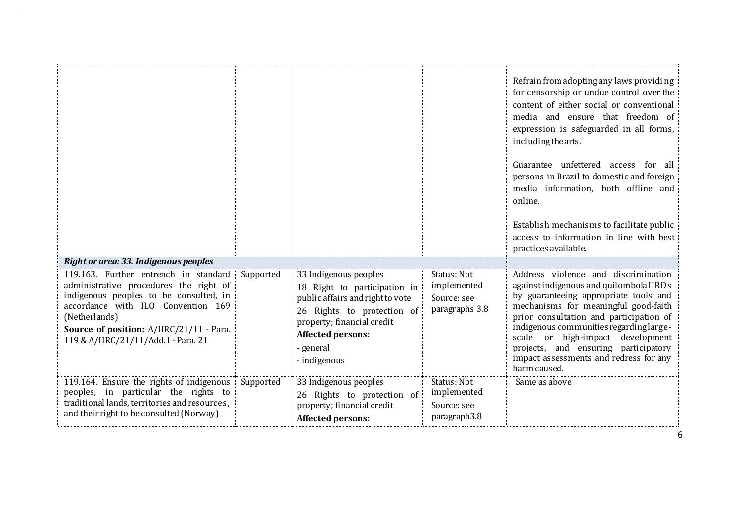| | | | | |
|---|---|---|---|---|
| | | | | Refrain from adopting any laws providing for censorship or undue control over the content of either social or conventional media and ensure that freedom of expression is safeguarded in all forms, including the arts.<br><br>Guarantee unfettered access for all persons in Brazil to domestic and foreign media information, both offline and online.<br><br>Establish mechanisms to facilitate public access to information in line with best practices available. |
| ***Right or area: 33. Indigenous peoples*** | | | | |
| 119.163. Further entrench in standard administrative procedures the right of indigenous peoples to be consulted, in accordance with ILO Convention 169 (Netherlands)<br>**Source of position:** A/HRC/21/11 - Para. 119 & A/HRC/21/11/Add.1 - Para. 21 | Supported | 33 Indigenous peoples<br>18 Right to participation in public affairs and right to vote<br>26 Rights to protection of property; financial credit<br>**Affected persons:**<br>- general<br>- indigenous | Status: Not implemented<br>Source: see paragraphs 3.8 | Address violence and discrimination against indigenous and quilombola HRDs by guaranteeing appropriate tools and mechanisms for meaningful good-faith prior consultation and participation of indigenous communities regarding large-scale or high-impact development projects, and ensuring participatory impact assessments and redress for any harm caused. |
| 119.164. Ensure the rights of indigenous peoples, in particular the rights to traditional lands, territories and resources, and their right to be consulted (Norway) | Supported | 33 Indigenous peoples<br>26 Rights to protection of property; financial credit<br>**Affected persons:** | Status: Not implemented<br>Source: see paragraph3.8 | Same as above |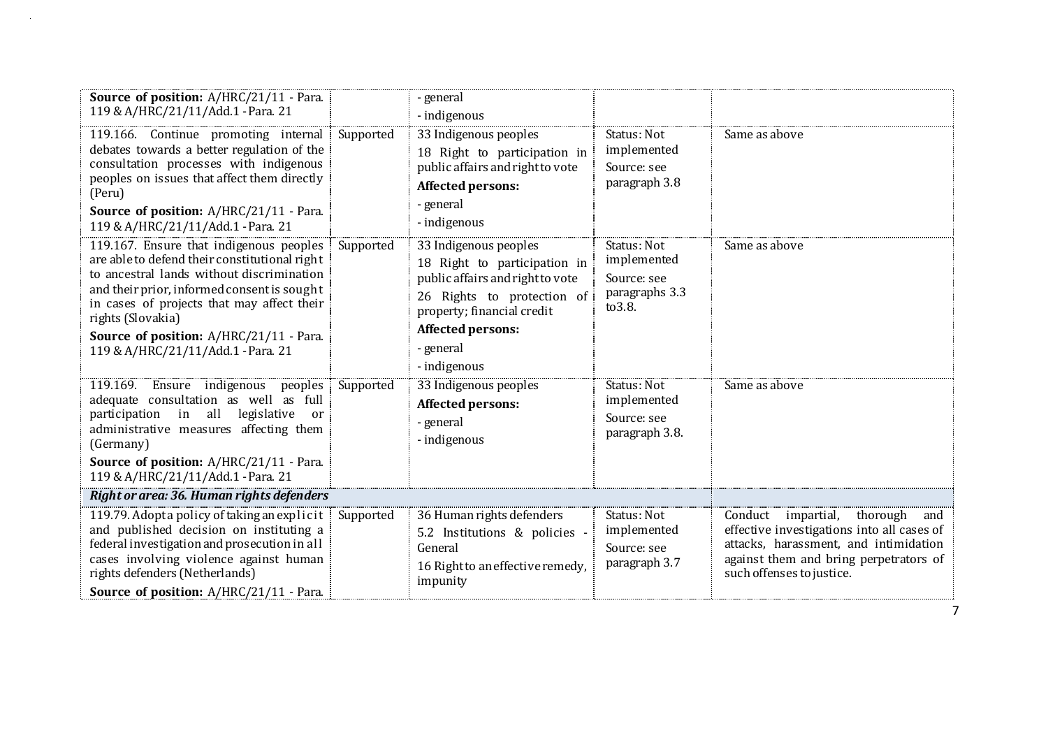| | | | | |
|---|---|---|---|---|
| **Source of position:** A/HRC/21/11 - Para. 119 & A/HRC/21/11/Add.1 - Para. 21 | | - general<br>- indigenous | | |
| 119.166. Continue promoting internal debates towards a better regulation of the consultation processes with indigenous peoples on issues that affect them directly (Peru)<br>**Source of position:** A/HRC/21/11 - Para. 119 & A/HRC/21/11/Add.1 - Para. 21 | Supported | 33 Indigenous peoples<br>18 Right to participation in public affairs and right to vote<br>**Affected persons:**<br>- general<br>- indigenous | Status: Not implemented<br>Source: see paragraph 3.8 | Same as above |
| 119.167. Ensure that indigenous peoples are able to defend their constitutional right to ancestral lands without discrimination and their prior, informed consent is sought in cases of projects that may affect their rights (Slovakia)<br>**Source of position:** A/HRC/21/11 - Para. 119 & A/HRC/21/11/Add.1 - Para. 21 | Supported | 33 Indigenous peoples<br>18 Right to participation in public affairs and right to vote<br>26 Rights to protection of property; financial credit<br>**Affected persons:**<br>- general<br>- indigenous | Status: Not implemented<br>Source: see paragraphs 3.3 to3.8. | Same as above |
| 119.169. Ensure indigenous peoples adequate consultation as well as full participation in all legislative or administrative measures affecting them (Germany)<br>**Source of position:** A/HRC/21/11 - Para. 119 & A/HRC/21/11/Add.1 - Para. 21 | Supported | 33 Indigenous peoples<br>**Affected persons:**<br>- general<br>- indigenous | Status: Not implemented<br>Source: see paragraph 3.8. | Same as above |
| ***Right or area: 36. Human rights defenders*** | | | | |
| 119.79. Adopt a policy of taking an explicit and published decision on instituting a federal investigation and prosecution in all cases involving violence against human rights defenders (Netherlands)<br>**Source of position:** A/HRC/21/11 - Para. | Supported | 36 Human rights defenders<br>5.2 Institutions & policies - General<br>16 Right to an effective remedy, impunity | Status: Not implemented<br>Source: see paragraph 3.7 | Conduct impartial, thorough and effective investigations into all cases of attacks, harassment, and intimidation against them and bring perpetrators of such offenses to justice. |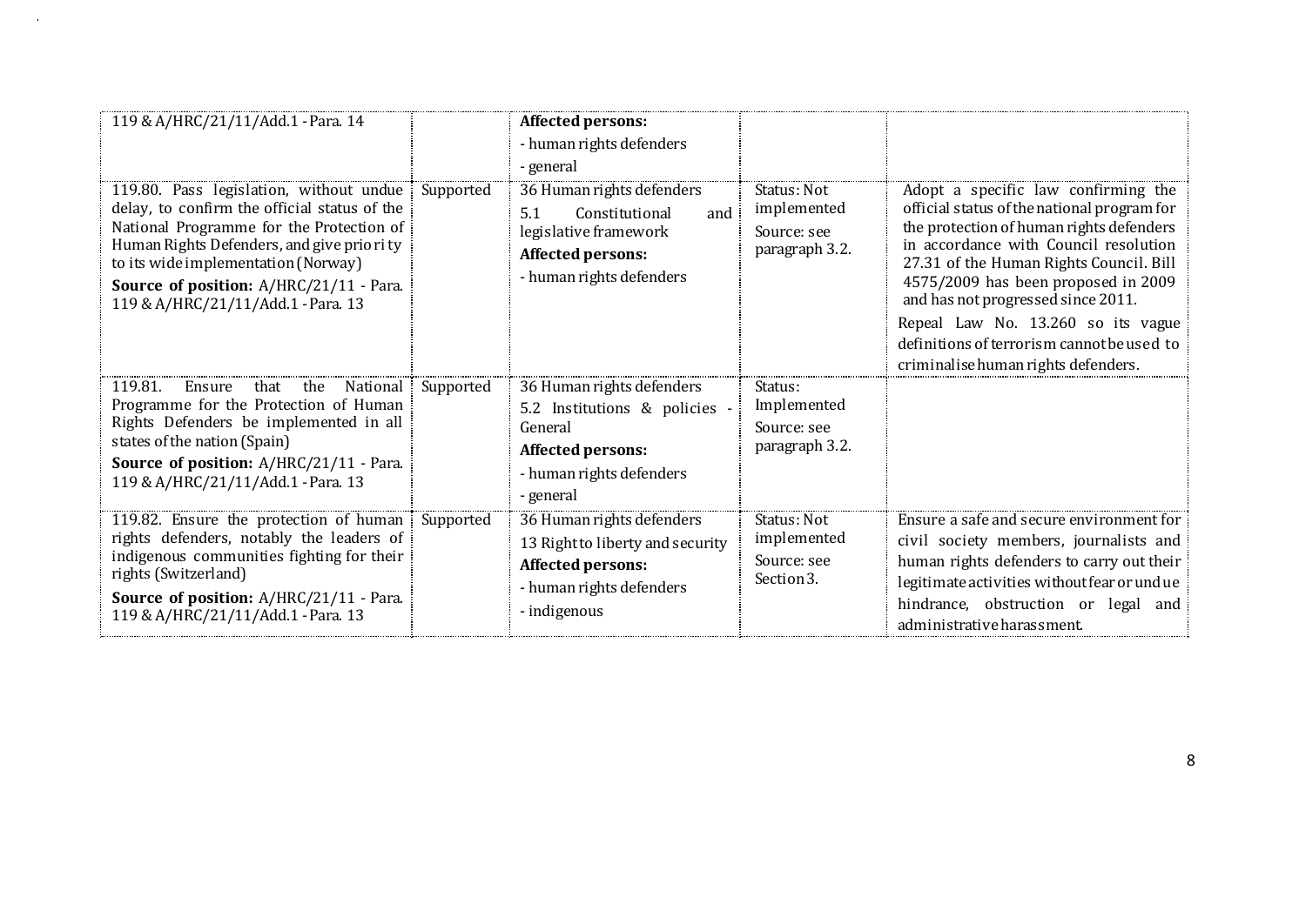| | | | | |
|---|---|---|---|---|
| 119 & A/HRC/21/11/Add.1 - Para. 14 | | **Affected persons:**<br>- human rights defenders<br>- general | | |
| 119.80. Pass legislation, without undue delay, to confirm the official status of the National Programme for the Protection of Human Rights Defenders, and give priority to its wide implementation (Norway)<br>**Source of position:** A/HRC/21/11 - Para. 119 & A/HRC/21/11/Add.1 - Para. 13 | Supported | 36 Human rights defenders<br>5.1 Constitutional and legislative framework<br>**Affected persons:**<br>- human rights defenders | Status: Not implemented<br>Source: see paragraph 3.2. | Adopt a specific law confirming the official status of the national program for the protection of human rights defenders in accordance with Council resolution 27.31 of the Human Rights Council. Bill 4575/2009 has been proposed in 2009 and has not progressed since 2011.<br>Repeal Law No. 13.260 so its vague definitions of terrorism cannot be used to criminalise human rights defenders. |
| 119.81. Ensure that the National Programme for the Protection of Human Rights Defenders be implemented in all states of the nation (Spain)<br>**Source of position:** A/HRC/21/11 - Para. 119 & A/HRC/21/11/Add.1 - Para. 13 | Supported | 36 Human rights defenders<br>5.2 Institutions & policies - General<br>**Affected persons:**<br>- human rights defenders<br>- general | Status: Implemented<br>Source: see paragraph 3.2. | |
| 119.82. Ensure the protection of human rights defenders, notably the leaders of indigenous communities fighting for their rights (Switzerland)<br>**Source of position:** A/HRC/21/11 - Para. 119 & A/HRC/21/11/Add.1 - Para. 13 | Supported | 36 Human rights defenders<br>13 Right to liberty and security<br>**Affected persons:**<br>- human rights defenders<br>- indigenous | Status: Not implemented<br>Source: see Section 3. | Ensure a safe and secure environment for civil society members, journalists and human rights defenders to carry out their legitimate activities without fear or undue hindrance, obstruction or legal and administrative harassment. |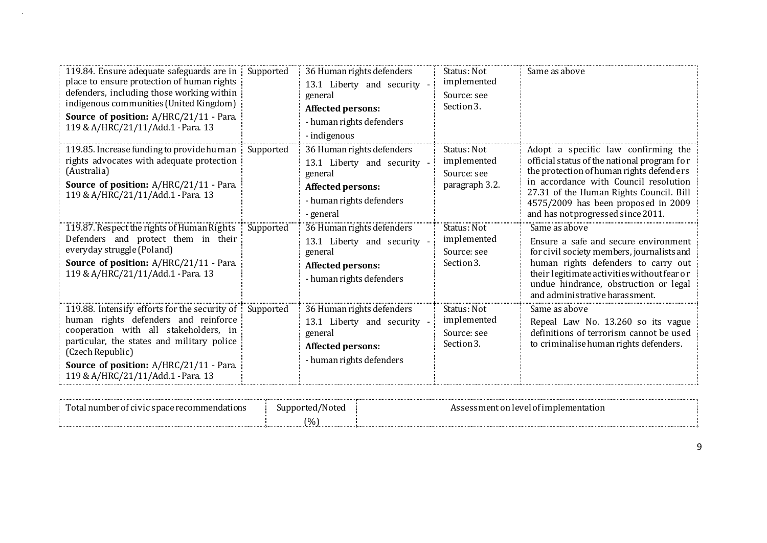| 119.84. Ensure adequate safeguards are in place to ensure protection of human rights defenders, including those working within indigenous communities (United Kingdom) **Source of position:** A/HRC/21/11 - Para. 119 & A/HRC/21/11/Add.1 - Para. 13 | Supported | 36 Human rights defenders 13.1 Liberty and security - general **Affected persons:** - human rights defenders - indigenous | Status: Not implemented Source: see Section 3. | Same as above |
|---|---|---|---|---|
| 119.85. Increase funding to provide human rights advocates with adequate protection (Australia) **Source of position:** A/HRC/21/11 - Para. 119 & A/HRC/21/11/Add.1 - Para. 13 | Supported | 36 Human rights defenders 13.1 Liberty and security - general **Affected persons:** - human rights defenders - general | Status: Not implemented Source: see paragraph 3.2. | Adopt a specific law confirming the official status of the national program for the protection of human rights defenders in accordance with Council resolution 27.31 of the Human Rights Council. Bill 4575/2009 has been proposed in 2009 and has not progressed since 2011. |
| 119.87. Respect the rights of Human Rights Defenders and protect them in their everyday struggle (Poland) **Source of position:** A/HRC/21/11 - Para. 119 & A/HRC/21/11/Add.1 - Para. 13 | Supported | 36 Human rights defenders 13.1 Liberty and security - general **Affected persons:** - human rights defenders | Status: Not implemented Source: see Section 3. | Same as above Ensure a safe and secure environment for civil society members, journalists and human rights defenders to carry out their legitimate activities without fear or undue hindrance, obstruction or legal and administrative harassment. |
| 119.88. Intensify efforts for the security of human rights defenders and reinforce cooperation with all stakeholders, in particular, the states and military police (Czech Republic) **Source of position:** A/HRC/21/11 - Para. 119 & A/HRC/21/11/Add.1 - Para. 13 | Supported | 36 Human rights defenders 13.1 Liberty and security - general **Affected persons:** - human rights defenders | Status: Not implemented Source: see Section 3. | Same as above Repeal Law No. 13.260 so its vague definitions of terrorism cannot be used to criminalise human rights defenders. |

| Total number of civic space recommendations | Supported/Noted (%) | Assessment on level of implementation |
|---|---|---|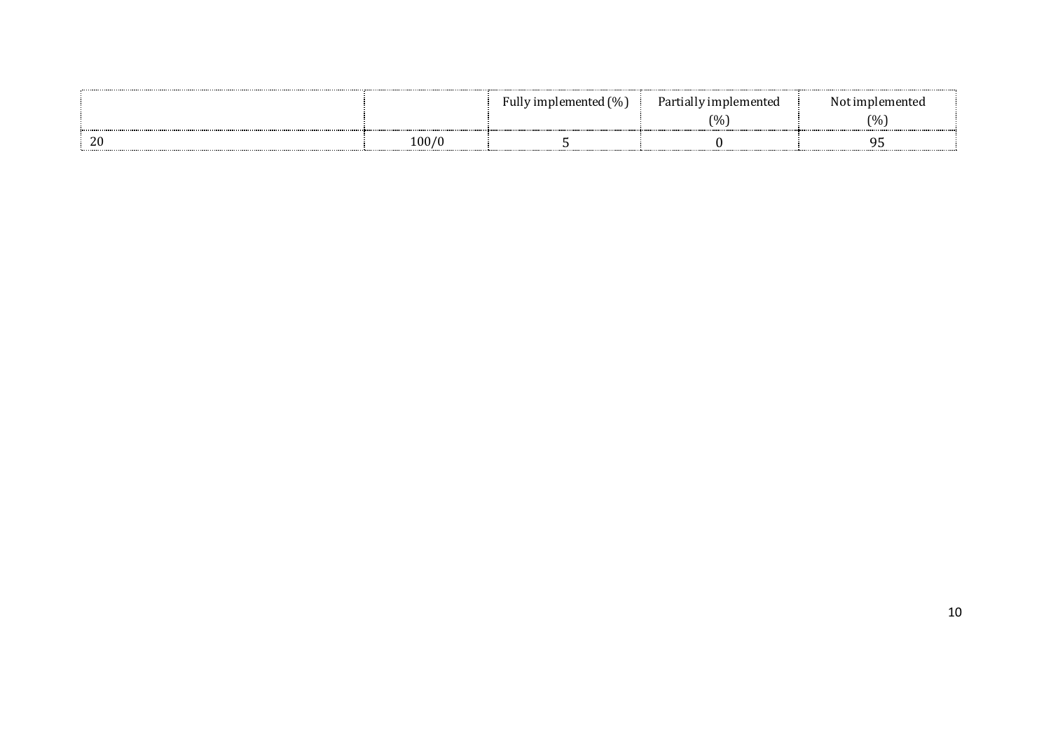| | | Fully implemented (%) | Partially implemented (%) | Not implemented (%) |
|---|---|---|---|---|
| 20 | 100/0 | 5 | 0 | 95 |